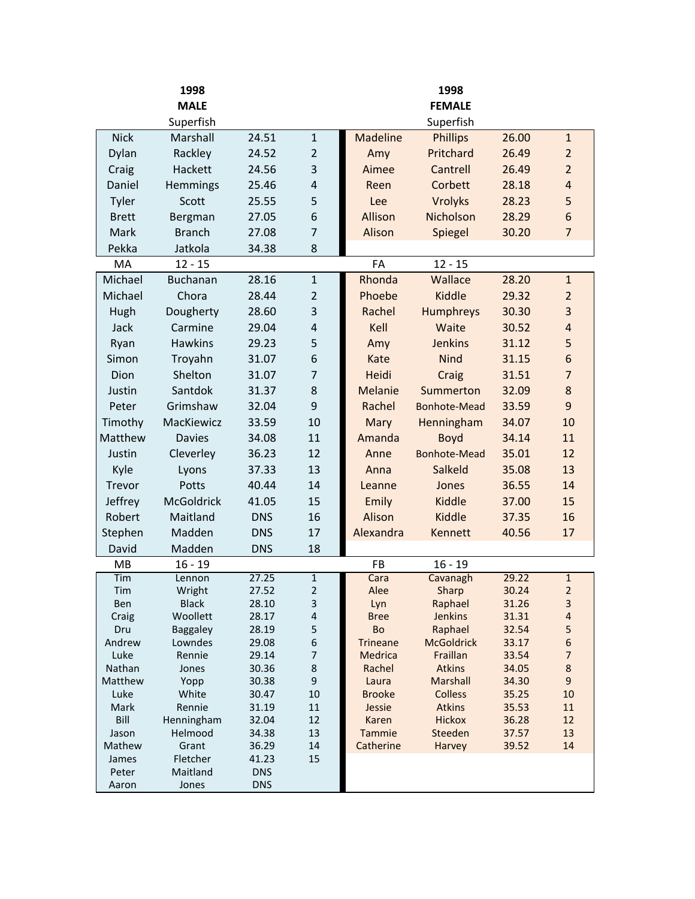| 1998 MALE | | | | 1998 FEMALE | | | |
|---|---|---|---|---|---|---|---|
| | Superfish | | | | Superfish | | |
| Nick | Marshall | 24.51 | 1 | Madeline | Phillips | 26.00 | 1 |
| Dylan | Rackley | 24.52 | 2 | Amy | Pritchard | 26.49 | 2 |
| Craig | Hackett | 24.56 | 3 | Aimee | Cantrell | 26.49 | 2 |
| Daniel | Hemmings | 25.46 | 4 | Reen | Corbett | 28.18 | 4 |
| Tyler | Scott | 25.55 | 5 | Lee | Vrolyks | 28.23 | 5 |
| Brett | Bergman | 27.05 | 6 | Allison | Nicholson | 28.29 | 6 |
| Mark | Branch | 27.08 | 7 | Alison | Spiegel | 30.20 | 7 |
| Pekka | Jatkola | 34.38 | 8 | | | | |
| MA | 12 - 15 | | | FA | 12 - 15 | | |
| Michael | Buchanan | 28.16 | 1 | Rhonda | Wallace | 28.20 | 1 |
| Michael | Chora | 28.44 | 2 | Phoebe | Kiddle | 29.32 | 2 |
| Hugh | Dougherty | 28.60 | 3 | Rachel | Humphreys | 30.30 | 3 |
| Jack | Carmine | 29.04 | 4 | Kell | Waite | 30.52 | 4 |
| Ryan | Hawkins | 29.23 | 5 | Amy | Jenkins | 31.12 | 5 |
| Simon | Troyahn | 31.07 | 6 | Kate | Nind | 31.15 | 6 |
| Dion | Shelton | 31.07 | 7 | Heidi | Craig | 31.51 | 7 |
| Justin | Santdok | 31.37 | 8 | Melanie | Summerton | 32.09 | 8 |
| Peter | Grimshaw | 32.04 | 9 | Rachel | Bonhote-Mead | 33.59 | 9 |
| Timothy | MacKiewicz | 33.59 | 10 | Mary | Henningham | 34.07 | 10 |
| Matthew | Davies | 34.08 | 11 | Amanda | Boyd | 34.14 | 11 |
| Justin | Cleverley | 36.23 | 12 | Anne | Bonhote-Mead | 35.01 | 12 |
| Kyle | Lyons | 37.33 | 13 | Anna | Salkeld | 35.08 | 13 |
| Trevor | Potts | 40.44 | 14 | Leanne | Jones | 36.55 | 14 |
| Jeffrey | McGoldrick | 41.05 | 15 | Emily | Kiddle | 37.00 | 15 |
| Robert | Maitland | DNS | 16 | Alison | Kiddle | 37.35 | 16 |
| Stephen | Madden | DNS | 17 | Alexandra | Kennett | 40.56 | 17 |
| David | Madden | DNS | 18 | | | | |
| MB | 16 - 19 | | | FB | 16 - 19 | | |
| Tim | Lennon | 27.25 | 1 | Cara | Cavanagh | 29.22 | 1 |
| Tim | Wright | 27.52 | 2 | Alee | Sharp | 30.24 | 2 |
| Ben | Black | 28.10 | 3 | Lyn | Raphael | 31.26 | 3 |
| Craig | Woollett | 28.17 | 4 | Bree | Jenkins | 31.31 | 4 |
| Dru | Baggaley | 28.19 | 5 | Bo | Raphael | 32.54 | 5 |
| Andrew | Lowndes | 29.08 | 6 | Trineane | McGoldrick | 33.17 | 6 |
| Luke | Rennie | 29.14 | 7 | Medrica | Fraillan | 33.54 | 7 |
| Nathan | Jones | 30.36 | 8 | Rachel | Atkins | 34.05 | 8 |
| Matthew | Yopp | 30.38 | 9 | Laura | Marshall | 34.30 | 9 |
| Luke | White | 30.47 | 10 | Brooke | Colless | 35.25 | 10 |
| Mark | Rennie | 31.19 | 11 | Jessie | Atkins | 35.53 | 11 |
| Bill | Henningham | 32.04 | 12 | Karen | Hickox | 36.28 | 12 |
| Jason | Helmood | 34.38 | 13 | Tammie | Steeden | 37.57 | 13 |
| Mathew | Grant | 36.29 | 14 | Catherine | Harvey | 39.52 | 14 |
| James | Fletcher | 41.23 | 15 | | | | |
| Peter | Maitland | DNS | | | | | |
| Aaron | Jones | DNS | | | | | |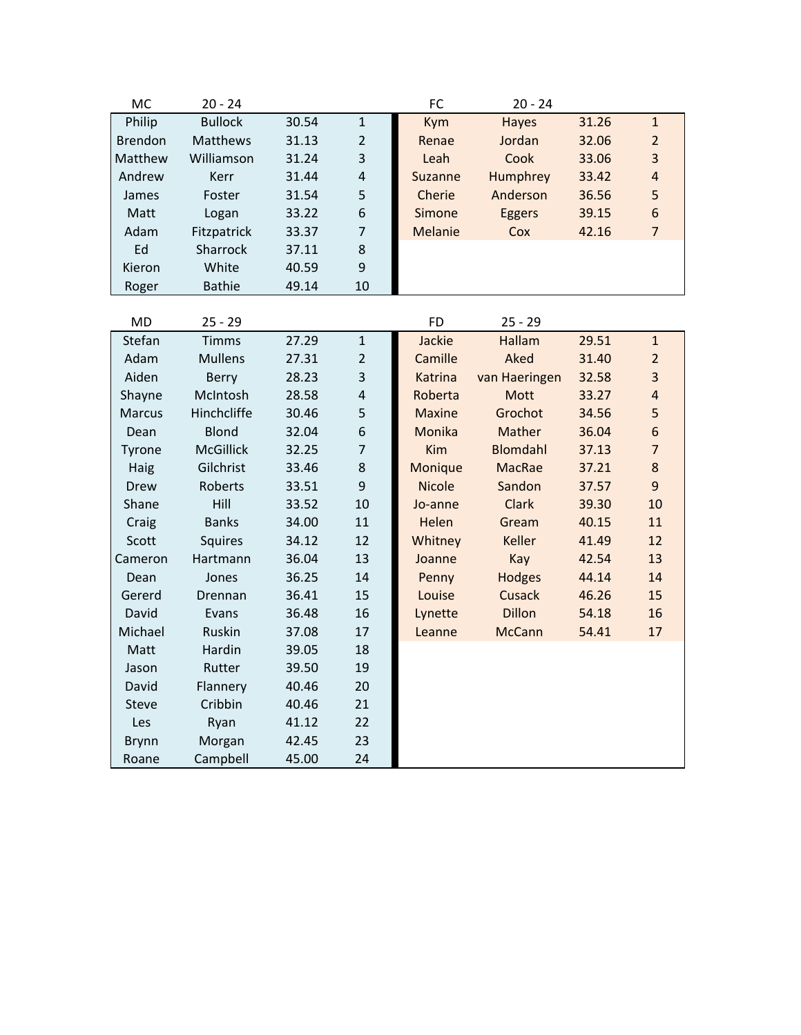| MC | 20 - 24 | | |
|---|---|---|---|
| Philip | Bullock | 30.54 | 1 |
| Brendon | Matthews | 31.13 | 2 |
| Matthew | Williamson | 31.24 | 3 |
| Andrew | Kerr | 31.44 | 4 |
| James | Foster | 31.54 | 5 |
| Matt | Logan | 33.22 | 6 |
| Adam | Fitzpatrick | 33.37 | 7 |
| Ed | Sharrock | 37.11 | 8 |
| Kieron | White | 40.59 | 9 |
| Roger | Bathie | 49.14 | 10 |

| FC | 20 - 24 | | |
|---|---|---|---|
| Kym | Hayes | 31.26 | 1 |
| Renae | Jordan | 32.06 | 2 |
| Leah | Cook | 33.06 | 3 |
| Suzanne | Humphrey | 33.42 | 4 |
| Cherie | Anderson | 36.56 | 5 |
| Simone | Eggers | 39.15 | 6 |
| Melanie | Cox | 42.16 | 7 |

| MD | 25 - 29 | | |
|---|---|---|---|
| Stefan | Timms | 27.29 | 1 |
| Adam | Mullens | 27.31 | 2 |
| Aiden | Berry | 28.23 | 3 |
| Shayne | McIntosh | 28.58 | 4 |
| Marcus | Hinchcliffe | 30.46 | 5 |
| Dean | Blond | 32.04 | 6 |
| Tyrone | McGillick | 32.25 | 7 |
| Haig | Gilchrist | 33.46 | 8 |
| Drew | Roberts | 33.51 | 9 |
| Shane | Hill | 33.52 | 10 |
| Craig | Banks | 34.00 | 11 |
| Scott | Squires | 34.12 | 12 |
| Cameron | Hartmann | 36.04 | 13 |
| Dean | Jones | 36.25 | 14 |
| Gererd | Drennan | 36.41 | 15 |
| David | Evans | 36.48 | 16 |
| Michael | Ruskin | 37.08 | 17 |
| Matt | Hardin | 39.05 | 18 |
| Jason | Rutter | 39.50 | 19 |
| David | Flannery | 40.46 | 20 |
| Steve | Cribbin | 40.46 | 21 |
| Les | Ryan | 41.12 | 22 |
| Brynn | Morgan | 42.45 | 23 |
| Roane | Campbell | 45.00 | 24 |

| FD | 25 - 29 | | |
|---|---|---|---|
| Jackie | Hallam | 29.51 | 1 |
| Camille | Aked | 31.40 | 2 |
| Katrina | van Haeringen | 32.58 | 3 |
| Roberta | Mott | 33.27 | 4 |
| Maxine | Grochot | 34.56 | 5 |
| Monika | Mather | 36.04 | 6 |
| Kim | Blomdahl | 37.13 | 7 |
| Monique | MacRae | 37.21 | 8 |
| Nicole | Sandon | 37.57 | 9 |
| Jo-anne | Clark | 39.30 | 10 |
| Helen | Gream | 40.15 | 11 |
| Whitney | Keller | 41.49 | 12 |
| Joanne | Kay | 42.54 | 13 |
| Penny | Hodges | 44.14 | 14 |
| Louise | Cusack | 46.26 | 15 |
| Lynette | Dillon | 54.18 | 16 |
| Leanne | McCann | 54.41 | 17 |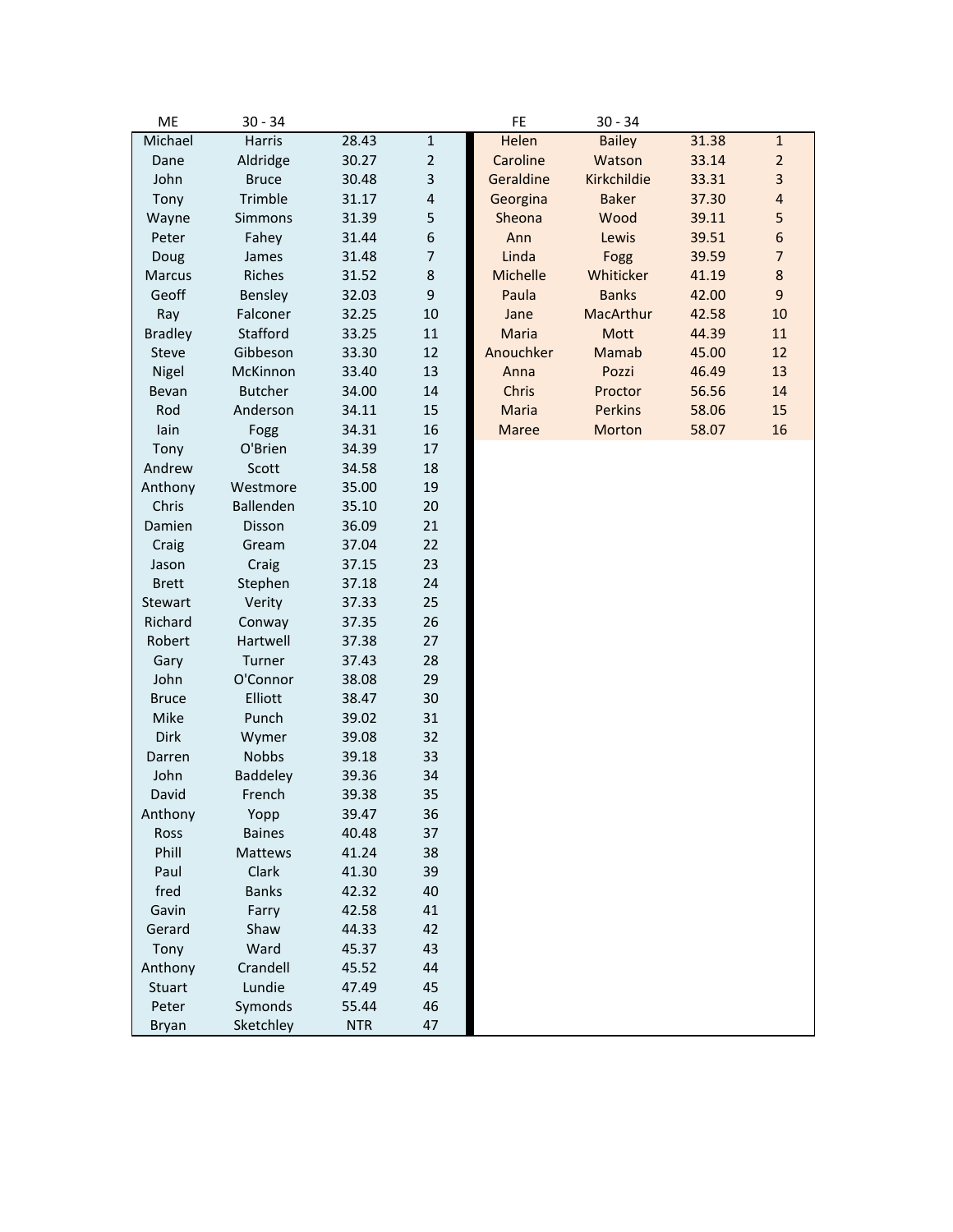| ME | 30 - 34 | | |
|---|---|---|---|
| Michael | Harris | 28.43 | 1 |
| Dane | Aldridge | 30.27 | 2 |
| John | Bruce | 30.48 | 3 |
| Tony | Trimble | 31.17 | 4 |
| Wayne | Simmons | 31.39 | 5 |
| Peter | Fahey | 31.44 | 6 |
| Doug | James | 31.48 | 7 |
| Marcus | Riches | 31.52 | 8 |
| Geoff | Bensley | 32.03 | 9 |
| Ray | Falconer | 32.25 | 10 |
| Bradley | Stafford | 33.25 | 11 |
| Steve | Gibbeson | 33.30 | 12 |
| Nigel | McKinnon | 33.40 | 13 |
| Bevan | Butcher | 34.00 | 14 |
| Rod | Anderson | 34.11 | 15 |
| Iain | Fogg | 34.31 | 16 |
| Tony | O'Brien | 34.39 | 17 |
| Andrew | Scott | 34.58 | 18 |
| Anthony | Westmore | 35.00 | 19 |
| Chris | Ballenden | 35.10 | 20 |
| Damien | Disson | 36.09 | 21 |
| Craig | Gream | 37.04 | 22 |
| Jason | Craig | 37.15 | 23 |
| Brett | Stephen | 37.18 | 24 |
| Stewart | Verity | 37.33 | 25 |
| Richard | Conway | 37.35 | 26 |
| Robert | Hartwell | 37.38 | 27 |
| Gary | Turner | 37.43 | 28 |
| John | O'Connor | 38.08 | 29 |
| Bruce | Elliott | 38.47 | 30 |
| Mike | Punch | 39.02 | 31 |
| Dirk | Wymer | 39.08 | 32 |
| Darren | Nobbs | 39.18 | 33 |
| John | Baddeley | 39.36 | 34 |
| David | French | 39.38 | 35 |
| Anthony | Yopp | 39.47 | 36 |
| Ross | Baines | 40.48 | 37 |
| Phill | Mattews | 41.24 | 38 |
| Paul | Clark | 41.30 | 39 |
| fred | Banks | 42.32 | 40 |
| Gavin | Farry | 42.58 | 41 |
| Gerard | Shaw | 44.33 | 42 |
| Tony | Ward | 45.37 | 43 |
| Anthony | Crandell | 45.52 | 44 |
| Stuart | Lundie | 47.49 | 45 |
| Peter | Symonds | 55.44 | 46 |
| Bryan | Sketchley | NTR | 47 |

| FE | 30 - 34 | | |
|---|---|---|---|
| Helen | Bailey | 31.38 | 1 |
| Caroline | Watson | 33.14 | 2 |
| Geraldine | Kirkchildie | 33.31 | 3 |
| Georgina | Baker | 37.30 | 4 |
| Sheona | Wood | 39.11 | 5 |
| Ann | Lewis | 39.51 | 6 |
| Linda | Fogg | 39.59 | 7 |
| Michelle | Whiticker | 41.19 | 8 |
| Paula | Banks | 42.00 | 9 |
| Jane | MacArthur | 42.58 | 10 |
| Maria | Mott | 44.39 | 11 |
| Anouchker | Mamab | 45.00 | 12 |
| Anna | Pozzi | 46.49 | 13 |
| Chris | Proctor | 56.56 | 14 |
| Maria | Perkins | 58.06 | 15 |
| Maree | Morton | 58.07 | 16 |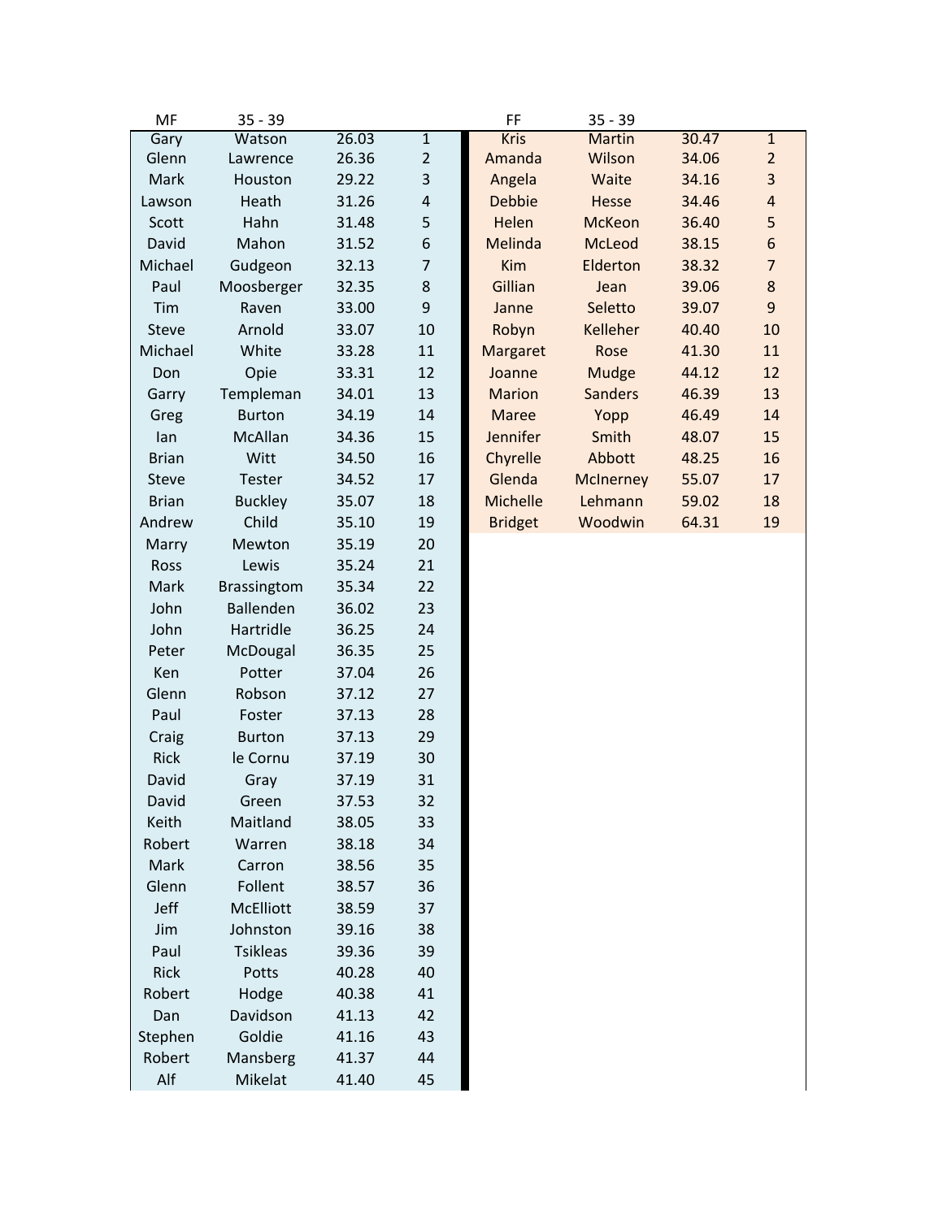| MF | 35 - 39 | | |
|---|---|---|---|
| Gary | Watson | 26.03 | 1 |
| Glenn | Lawrence | 26.36 | 2 |
| Mark | Houston | 29.22 | 3 |
| Lawson | Heath | 31.26 | 4 |
| Scott | Hahn | 31.48 | 5 |
| David | Mahon | 31.52 | 6 |
| Michael | Gudgeon | 32.13 | 7 |
| Paul | Moosberger | 32.35 | 8 |
| Tim | Raven | 33.00 | 9 |
| Steve | Arnold | 33.07 | 10 |
| Michael | White | 33.28 | 11 |
| Don | Opie | 33.31 | 12 |
| Garry | Templeman | 34.01 | 13 |
| Greg | Burton | 34.19 | 14 |
| Ian | McAllan | 34.36 | 15 |
| Brian | Witt | 34.50 | 16 |
| Steve | Tester | 34.52 | 17 |
| Brian | Buckley | 35.07 | 18 |
| Andrew | Child | 35.10 | 19 |
| Marry | Mewton | 35.19 | 20 |
| Ross | Lewis | 35.24 | 21 |
| Mark | Brassingtom | 35.34 | 22 |
| John | Ballenden | 36.02 | 23 |
| John | Hartridle | 36.25 | 24 |
| Peter | McDougal | 36.35 | 25 |
| Ken | Potter | 37.04 | 26 |
| Glenn | Robson | 37.12 | 27 |
| Paul | Foster | 37.13 | 28 |
| Craig | Burton | 37.13 | 29 |
| Rick | le Cornu | 37.19 | 30 |
| David | Gray | 37.19 | 31 |
| David | Green | 37.53 | 32 |
| Keith | Maitland | 38.05 | 33 |
| Robert | Warren | 38.18 | 34 |
| Mark | Carron | 38.56 | 35 |
| Glenn | Follent | 38.57 | 36 |
| Jeff | McElliott | 38.59 | 37 |
| Jim | Johnston | 39.16 | 38 |
| Paul | Tsikleas | 39.36 | 39 |
| Rick | Potts | 40.28 | 40 |
| Robert | Hodge | 40.38 | 41 |
| Dan | Davidson | 41.13 | 42 |
| Stephen | Goldie | 41.16 | 43 |
| Robert | Mansberg | 41.37 | 44 |
| Alf | Mikelat | 41.40 | 45 |

| FF | 35 - 39 | | |
|---|---|---|---|
| Kris | Martin | 30.47 | 1 |
| Amanda | Wilson | 34.06 | 2 |
| Angela | Waite | 34.16 | 3 |
| Debbie | Hesse | 34.46 | 4 |
| Helen | McKeon | 36.40 | 5 |
| Melinda | McLeod | 38.15 | 6 |
| Kim | Elderton | 38.32 | 7 |
| Gillian | Jean | 39.06 | 8 |
| Janne | Seletto | 39.07 | 9 |
| Robyn | Kelleher | 40.40 | 10 |
| Margaret | Rose | 41.30 | 11 |
| Joanne | Mudge | 44.12 | 12 |
| Marion | Sanders | 46.39 | 13 |
| Maree | Yopp | 46.49 | 14 |
| Jennifer | Smith | 48.07 | 15 |
| Chyrelle | Abbott | 48.25 | 16 |
| Glenda | McInerney | 55.07 | 17 |
| Michelle | Lehmann | 59.02 | 18 |
| Bridget | Woodwin | 64.31 | 19 |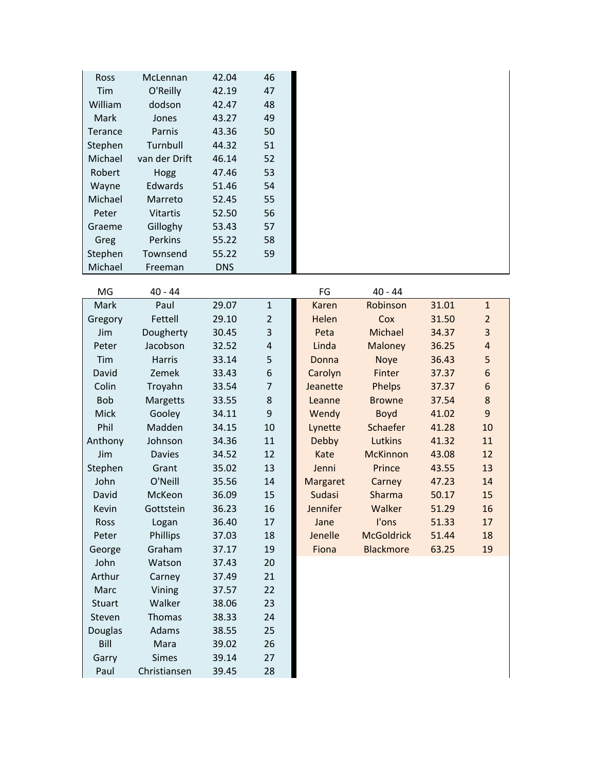| | | | |
|---|---|---|---|
| Ross | McLennan | 42.04 | 46 |
| Tim | O'Reilly | 42.19 | 47 |
| William | dodson | 42.47 | 48 |
| Mark | Jones | 43.27 | 49 |
| Terance | Parnis | 43.36 | 50 |
| Stephen | Turnbull | 44.32 | 51 |
| Michael | van der Drift | 46.14 | 52 |
| Robert | Hogg | 47.46 | 53 |
| Wayne | Edwards | 51.46 | 54 |
| Michael | Marreto | 52.45 | 55 |
| Peter | Vitartis | 52.50 | 56 |
| Graeme | Gilloghy | 53.43 | 57 |
| Greg | Perkins | 55.22 | 58 |
| Stephen | Townsend | 55.22 | 59 |
| Michael | Freeman | DNS | |

| MG | 40 - 44 | | |
|---|---|---|---|
| Mark | Paul | 29.07 | 1 |
| Gregory | Fettell | 29.10 | 2 |
| Jim | Dougherty | 30.45 | 3 |
| Peter | Jacobson | 32.52 | 4 |
| Tim | Harris | 33.14 | 5 |
| David | Zemek | 33.43 | 6 |
| Colin | Troyahn | 33.54 | 7 |
| Bob | Margetts | 33.55 | 8 |
| Mick | Gooley | 34.11 | 9 |
| Phil | Madden | 34.15 | 10 |
| Anthony | Johnson | 34.36 | 11 |
| Jim | Davies | 34.52 | 12 |
| Stephen | Grant | 35.02 | 13 |
| John | O'Neill | 35.56 | 14 |
| David | McKeon | 36.09 | 15 |
| Kevin | Gottstein | 36.23 | 16 |
| Ross | Logan | 36.40 | 17 |
| Peter | Phillips | 37.03 | 18 |
| George | Graham | 37.17 | 19 |
| John | Watson | 37.43 | 20 |
| Arthur | Carney | 37.49 | 21 |
| Marc | Vining | 37.57 | 22 |
| Stuart | Walker | 38.06 | 23 |
| Steven | Thomas | 38.33 | 24 |
| Douglas | Adams | 38.55 | 25 |
| Bill | Mara | 39.02 | 26 |
| Garry | Simes | 39.14 | 27 |
| Paul | Christiansen | 39.45 | 28 |

| FG | 40 - 44 | | |
|---|---|---|---|
| Karen | Robinson | 31.01 | 1 |
| Helen | Cox | 31.50 | 2 |
| Peta | Michael | 34.37 | 3 |
| Linda | Maloney | 36.25 | 4 |
| Donna | Noye | 36.43 | 5 |
| Carolyn | Finter | 37.37 | 6 |
| Jeanette | Phelps | 37.37 | 6 |
| Leanne | Browne | 37.54 | 8 |
| Wendy | Boyd | 41.02 | 9 |
| Lynette | Schaefer | 41.28 | 10 |
| Debby | Lutkins | 41.32 | 11 |
| Kate | McKinnon | 43.08 | 12 |
| Jenni | Prince | 43.55 | 13 |
| Margaret | Carney | 47.23 | 14 |
| Sudasi | Sharma | 50.17 | 15 |
| Jennifer | Walker | 51.29 | 16 |
| Jane | I'ons | 51.33 | 17 |
| Jenelle | McGoldrick | 51.44 | 18 |
| Fiona | Blackmore | 63.25 | 19 |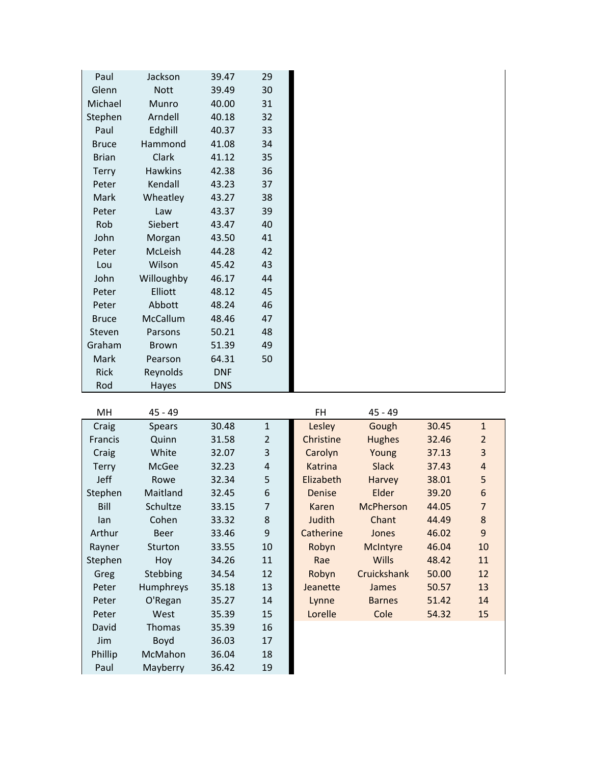| | | | |
|---|---|---|---|
| Paul | Jackson | 39.47 | 29 |
| Glenn | Nott | 39.49 | 30 |
| Michael | Munro | 40.00 | 31 |
| Stephen | Arndell | 40.18 | 32 |
| Paul | Edghill | 40.37 | 33 |
| Bruce | Hammond | 41.08 | 34 |
| Brian | Clark | 41.12 | 35 |
| Terry | Hawkins | 42.38 | 36 |
| Peter | Kendall | 43.23 | 37 |
| Mark | Wheatley | 43.27 | 38 |
| Peter | Law | 43.37 | 39 |
| Rob | Siebert | 43.47 | 40 |
| John | Morgan | 43.50 | 41 |
| Peter | McLeish | 44.28 | 42 |
| Lou | Wilson | 45.42 | 43 |
| John | Willoughby | 46.17 | 44 |
| Peter | Elliott | 48.12 | 45 |
| Peter | Abbott | 48.24 | 46 |
| Bruce | McCallum | 48.46 | 47 |
| Steven | Parsons | 50.21 | 48 |
| Graham | Brown | 51.39 | 49 |
| Mark | Pearson | 64.31 | 50 |
| Rick | Reynolds | DNF | |
| Rod | Hayes | DNS | |

| MH | 45 - 49 | | |
|---|---|---|---|
| Craig | Spears | 30.48 | 1 |
| Francis | Quinn | 31.58 | 2 |
| Craig | White | 32.07 | 3 |
| Terry | McGee | 32.23 | 4 |
| Jeff | Rowe | 32.34 | 5 |
| Stephen | Maitland | 32.45 | 6 |
| Bill | Schultze | 33.15 | 7 |
| Ian | Cohen | 33.32 | 8 |
| Arthur | Beer | 33.46 | 9 |
| Rayner | Sturton | 33.55 | 10 |
| Stephen | Hoy | 34.26 | 11 |
| Greg | Stebbing | 34.54 | 12 |
| Peter | Humphreys | 35.18 | 13 |
| Peter | O'Regan | 35.27 | 14 |
| Peter | West | 35.39 | 15 |
| David | Thomas | 35.39 | 16 |
| Jim | Boyd | 36.03 | 17 |
| Phillip | McMahon | 36.04 | 18 |
| Paul | Mayberry | 36.42 | 19 |

| FH | 45 - 49 | | |
|---|---|---|---|
| Lesley | Gough | 30.45 | 1 |
| Christine | Hughes | 32.46 | 2 |
| Carolyn | Young | 37.13 | 3 |
| Katrina | Slack | 37.43 | 4 |
| Elizabeth | Harvey | 38.01 | 5 |
| Denise | Elder | 39.20 | 6 |
| Karen | McPherson | 44.05 | 7 |
| Judith | Chant | 44.49 | 8 |
| Catherine | Jones | 46.02 | 9 |
| Robyn | McIntyre | 46.04 | 10 |
| Rae | Wills | 48.42 | 11 |
| Robyn | Cruickshank | 50.00 | 12 |
| Jeanette | James | 50.57 | 13 |
| Lynne | Barnes | 51.42 | 14 |
| Lorelle | Cole | 54.32 | 15 |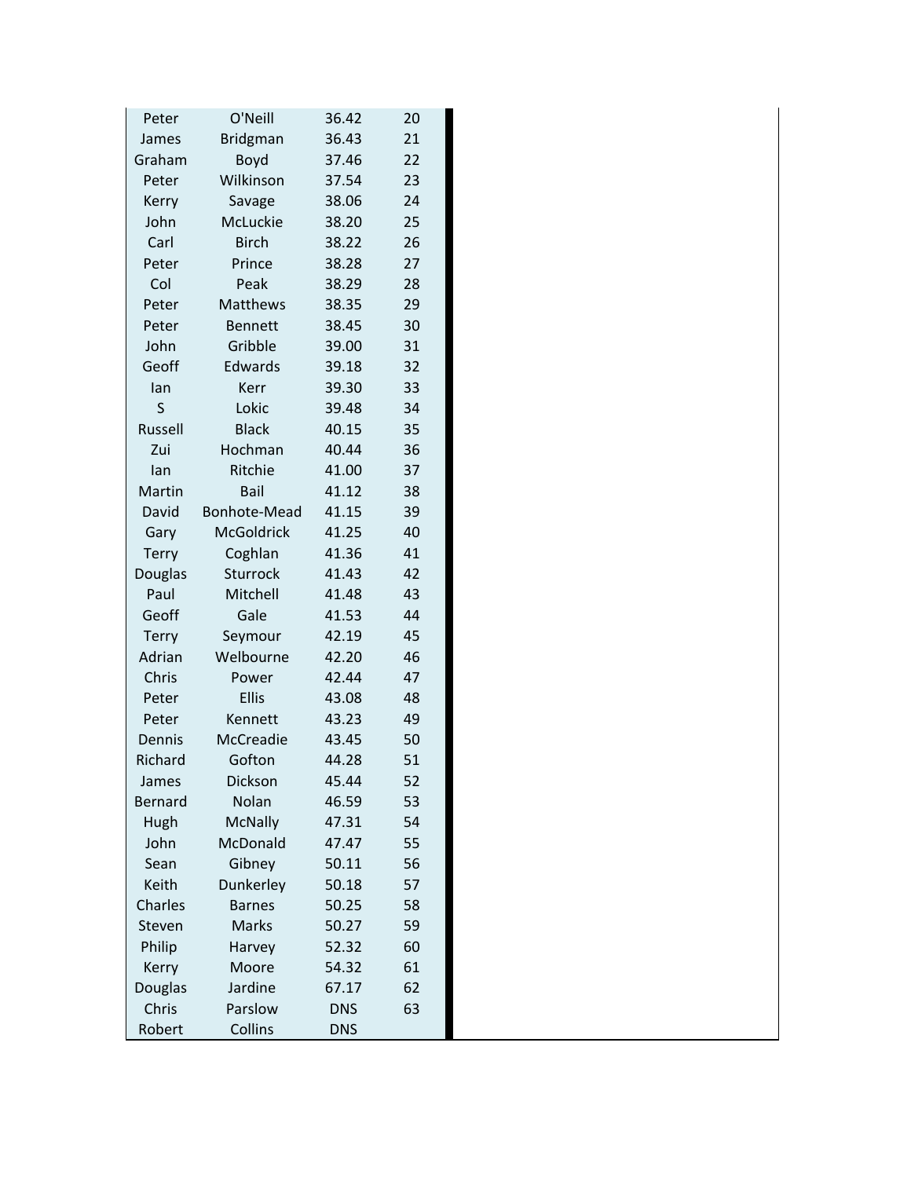| | | | |
|---|---|---|---|
| Peter | O'Neill | 36.42 | 20 |
| James | Bridgman | 36.43 | 21 |
| Graham | Boyd | 37.46 | 22 |
| Peter | Wilkinson | 37.54 | 23 |
| Kerry | Savage | 38.06 | 24 |
| John | McLuckie | 38.20 | 25 |
| Carl | Birch | 38.22 | 26 |
| Peter | Prince | 38.28 | 27 |
| Col | Peak | 38.29 | 28 |
| Peter | Matthews | 38.35 | 29 |
| Peter | Bennett | 38.45 | 30 |
| John | Gribble | 39.00 | 31 |
| Geoff | Edwards | 39.18 | 32 |
| Ian | Kerr | 39.30 | 33 |
| S | Lokic | 39.48 | 34 |
| Russell | Black | 40.15 | 35 |
| Zui | Hochman | 40.44 | 36 |
| Ian | Ritchie | 41.00 | 37 |
| Martin | Bail | 41.12 | 38 |
| David | Bonhote-Mead | 41.15 | 39 |
| Gary | McGoldrick | 41.25 | 40 |
| Terry | Coghlan | 41.36 | 41 |
| Douglas | Sturrock | 41.43 | 42 |
| Paul | Mitchell | 41.48 | 43 |
| Geoff | Gale | 41.53 | 44 |
| Terry | Seymour | 42.19 | 45 |
| Adrian | Welbourne | 42.20 | 46 |
| Chris | Power | 42.44 | 47 |
| Peter | Ellis | 43.08 | 48 |
| Peter | Kennett | 43.23 | 49 |
| Dennis | McCreadie | 43.45 | 50 |
| Richard | Gofton | 44.28 | 51 |
| James | Dickson | 45.44 | 52 |
| Bernard | Nolan | 46.59 | 53 |
| Hugh | McNally | 47.31 | 54 |
| John | McDonald | 47.47 | 55 |
| Sean | Gibney | 50.11 | 56 |
| Keith | Dunkerley | 50.18 | 57 |
| Charles | Barnes | 50.25 | 58 |
| Steven | Marks | 50.27 | 59 |
| Philip | Harvey | 52.32 | 60 |
| Kerry | Moore | 54.32 | 61 |
| Douglas | Jardine | 67.17 | 62 |
| Chris | Parslow | DNS | 63 |
| Robert | Collins | DNS | |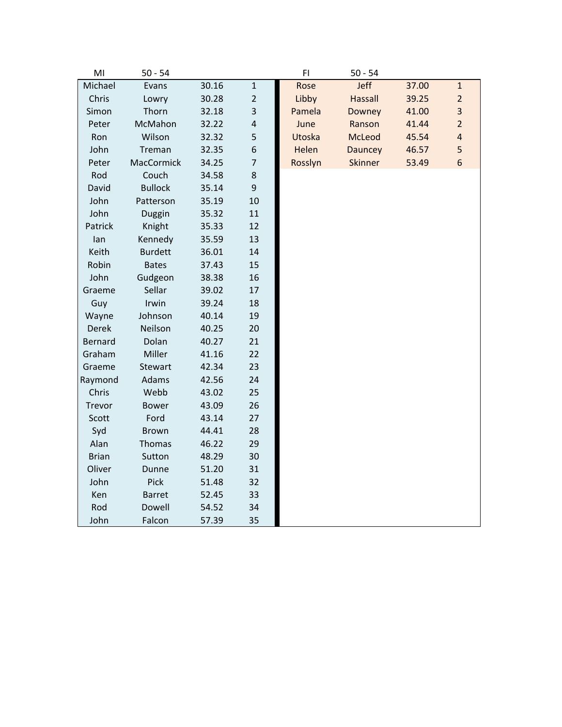| MI | 50 - 54 | | | FI | 50 - 54 | | |
|---|---|---|---|---|---|---|---|
| Michael | Evans | 30.16 | 1 | Rose | Jeff | 37.00 | 1 |
| Chris | Lowry | 30.28 | 2 | Libby | Hassall | 39.25 | 2 |
| Simon | Thorn | 32.18 | 3 | Pamela | Downey | 41.00 | 3 |
| Peter | McMahon | 32.22 | 4 | June | Ranson | 41.44 | 2 |
| Ron | Wilson | 32.32 | 5 | Utoska | McLeod | 45.54 | 4 |
| John | Treman | 32.35 | 6 | Helen | Dauncey | 46.57 | 5 |
| Peter | MacCormick | 34.25 | 7 | Rosslyn | Skinner | 53.49 | 6 |
| Rod | Couch | 34.58 | 8 | | | | |
| David | Bullock | 35.14 | 9 | | | | |
| John | Patterson | 35.19 | 10 | | | | |
| John | Duggin | 35.32 | 11 | | | | |
| Patrick | Knight | 35.33 | 12 | | | | |
| Ian | Kennedy | 35.59 | 13 | | | | |
| Keith | Burdett | 36.01 | 14 | | | | |
| Robin | Bates | 37.43 | 15 | | | | |
| John | Gudgeon | 38.38 | 16 | | | | |
| Graeme | Sellar | 39.02 | 17 | | | | |
| Guy | Irwin | 39.24 | 18 | | | | |
| Wayne | Johnson | 40.14 | 19 | | | | |
| Derek | Neilson | 40.25 | 20 | | | | |
| Bernard | Dolan | 40.27 | 21 | | | | |
| Graham | Miller | 41.16 | 22 | | | | |
| Graeme | Stewart | 42.34 | 23 | | | | |
| Raymond | Adams | 42.56 | 24 | | | | |
| Chris | Webb | 43.02 | 25 | | | | |
| Trevor | Bower | 43.09 | 26 | | | | |
| Scott | Ford | 43.14 | 27 | | | | |
| Syd | Brown | 44.41 | 28 | | | | |
| Alan | Thomas | 46.22 | 29 | | | | |
| Brian | Sutton | 48.29 | 30 | | | | |
| Oliver | Dunne | 51.20 | 31 | | | | |
| John | Pick | 51.48 | 32 | | | | |
| Ken | Barret | 52.45 | 33 | | | | |
| Rod | Dowell | 54.52 | 34 | | | | |
| John | Falcon | 57.39 | 35 | | | | |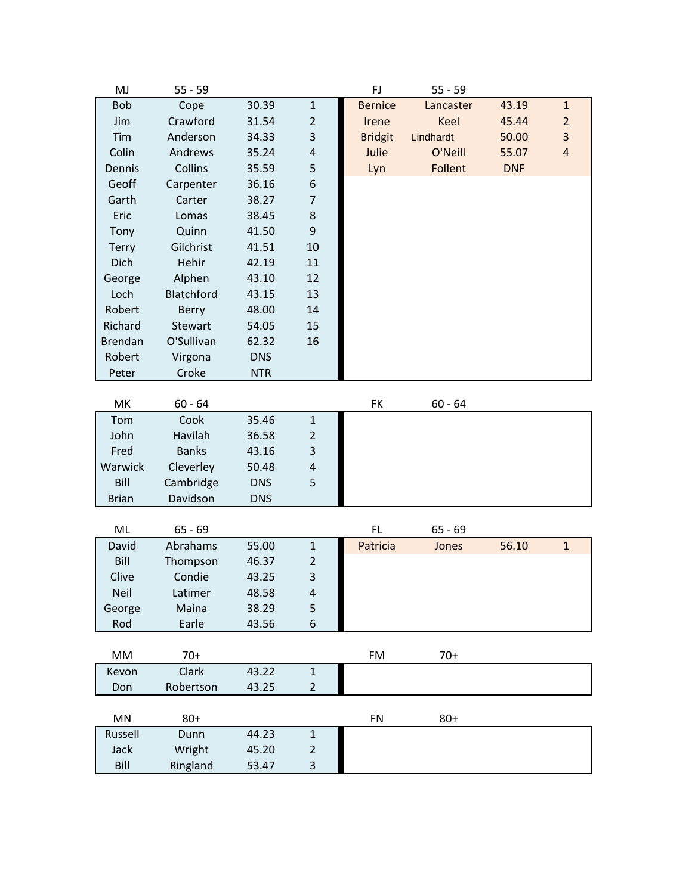| MJ | 55 - 59 | | |
|---|---|---|---|
| Bob | Cope | 30.39 | 1 |
| Jim | Crawford | 31.54 | 2 |
| Tim | Anderson | 34.33 | 3 |
| Colin | Andrews | 35.24 | 4 |
| Dennis | Collins | 35.59 | 5 |
| Geoff | Carpenter | 36.16 | 6 |
| Garth | Carter | 38.27 | 7 |
| Eric | Lomas | 38.45 | 8 |
| Tony | Quinn | 41.50 | 9 |
| Terry | Gilchrist | 41.51 | 10 |
| Dich | Hehir | 42.19 | 11 |
| George | Alphen | 43.10 | 12 |
| Loch | Blatchford | 43.15 | 13 |
| Robert | Berry | 48.00 | 14 |
| Richard | Stewart | 54.05 | 15 |
| Brendan | O'Sullivan | 62.32 | 16 |
| Robert | Virgona | DNS | |
| Peter | Croke | NTR | |

| FJ | 55 - 59 | | |
|---|---|---|---|
| Bernice | Lancaster | 43.19 | 1 |
| Irene | Keel | 45.44 | 2 |
| Bridgit | Lindhardt | 50.00 | 3 |
| Julie | O'Neill | 55.07 | 4 |
| Lyn | Follent | DNF | |

| MK | 60 - 64 | | |
|---|---|---|---|
| Tom | Cook | 35.46 | 1 |
| John | Havilah | 36.58 | 2 |
| Fred | Banks | 43.16 | 3 |
| Warwick | Cleverley | 50.48 | 4 |
| Bill | Cambridge | DNS | 5 |
| Brian | Davidson | DNS | |

| FK | 60 - 64 | | |
|---|---|---|---|

| ML | 65 - 69 | | |
|---|---|---|---|
| David | Abrahams | 55.00 | 1 |
| Bill | Thompson | 46.37 | 2 |
| Clive | Condie | 43.25 | 3 |
| Neil | Latimer | 48.58 | 4 |
| George | Maina | 38.29 | 5 |
| Rod | Earle | 43.56 | 6 |

| FL | 65 - 69 | | |
|---|---|---|---|
| Patricia | Jones | 56.10 | 1 |

| MM | 70+ | | |
|---|---|---|---|
| Kevon | Clark | 43.22 | 1 |
| Don | Robertson | 43.25 | 2 |

| FM | 70+ | | |
|---|---|---|---|

| MN | 80+ | | |
|---|---|---|---|
| Russell | Dunn | 44.23 | 1 |
| Jack | Wright | 45.20 | 2 |
| Bill | Ringland | 53.47 | 3 |

| FN | 80+ | | |
|---|---|---|---|